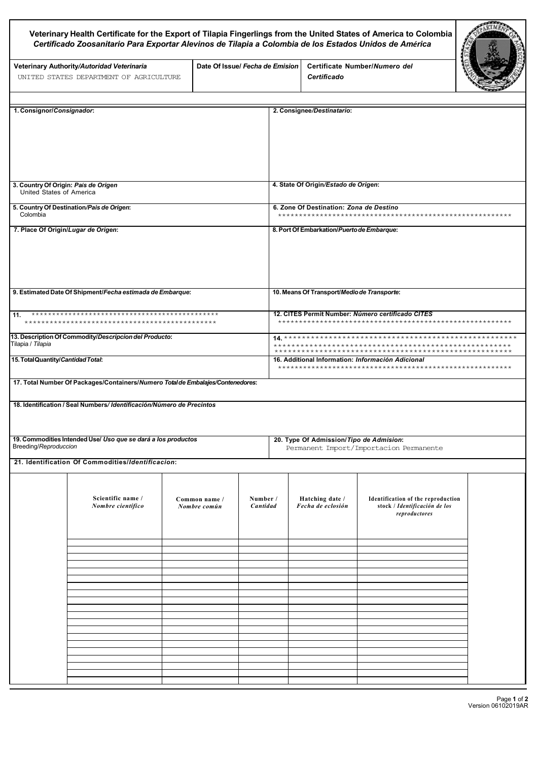# Veterinary Health Certificate for the Export of Tilapia Fingerlings from the United States of America to Colombia

## *Certificado Zoosanitario Para Exportar Alevinos de Tilapia a Colombia de los Estados Unidos de América*

| Veterinary Authority/*Autoridad Veterinaria* | Date Of Issue/ *Fecha de Emision* | Certificate Number/*Numero del Certificado* |
|---|---|---|
| UNITED STATES DEPARTMENT OF AGRICULTURE | | |

| | |
|---|---|
| **1. Consignor/*Consignador*:** | **2. Consignee/*Destinatario*:** |
| **3. Country Of Origin: *País de Origen*** United States of America | **4. State Of Origin/*Estado de Origen*:** |
| **5. Country Of Destination/*País de Origen*:** Colombia | **6. Zone Of Destination: *Zona de Destino*** ******************************************************** |
| **7. Place Of Origin/*Lugar de Origen*:** | **8. Port Of Embarkation/*Puerto de Embarque*:** |
| **9. Estimated Date Of Shipment/*Fecha estimada de Embarque*:** | **10. Means Of Transport/*Medio de Transporte*:** |
| **11.** ********************************************** ********************************************** | **12. CITES Permit Number: *Número certificado CITES*** ******************************************************** |
| **13. Description Of Commodity/*Descripcion del Producto*:** Tilapia / *Tilapia* | **14.** ****************************************************** ****************************************************** ****************************************************** |
| **15. Total Quantity/*Cantidad Total*:** | **16. Additional Information: *Información Adicional*** ******************************************************** |
| **17. Total Number Of Packages/Containers/*Numero Total de Embalajes/Contenedores*:** | |
| **18. Identification / Seal Numbers/ *Identificación/Número de Precintos*** | |
| **19. Commodities Intended Use/ *Uso que se dará a los productos*** Breeding/*Reproduccion* | **20. Type Of Admission/*Tipo de Admision*:** Permanent Import/Importacion Permanente |

**21. Identification Of Commodities/*Identificacion*:**

| Scientific name / *Nombre científico* | Common name / *Nombre común* | Number / *Cantidad* | Hatching date / *Fecha de eclosión* | Identification of the reproduction stock / *Identificación de los reproductores* |
|---|---|---|---|---|
| | | | | |
| | | | | |
| | | | | |
| | | | | |
| | | | | |
| | | | | |
| | | | | |
| | | | | |
| | | | | |
| | | | | |
| | | | | |
| | | | | |
| | | | | |
| | | | | |
| | | | | |
| | | | | |
| | | | | |
| | | | | |
| | | | | |
| | | | | |

Version 06102019AR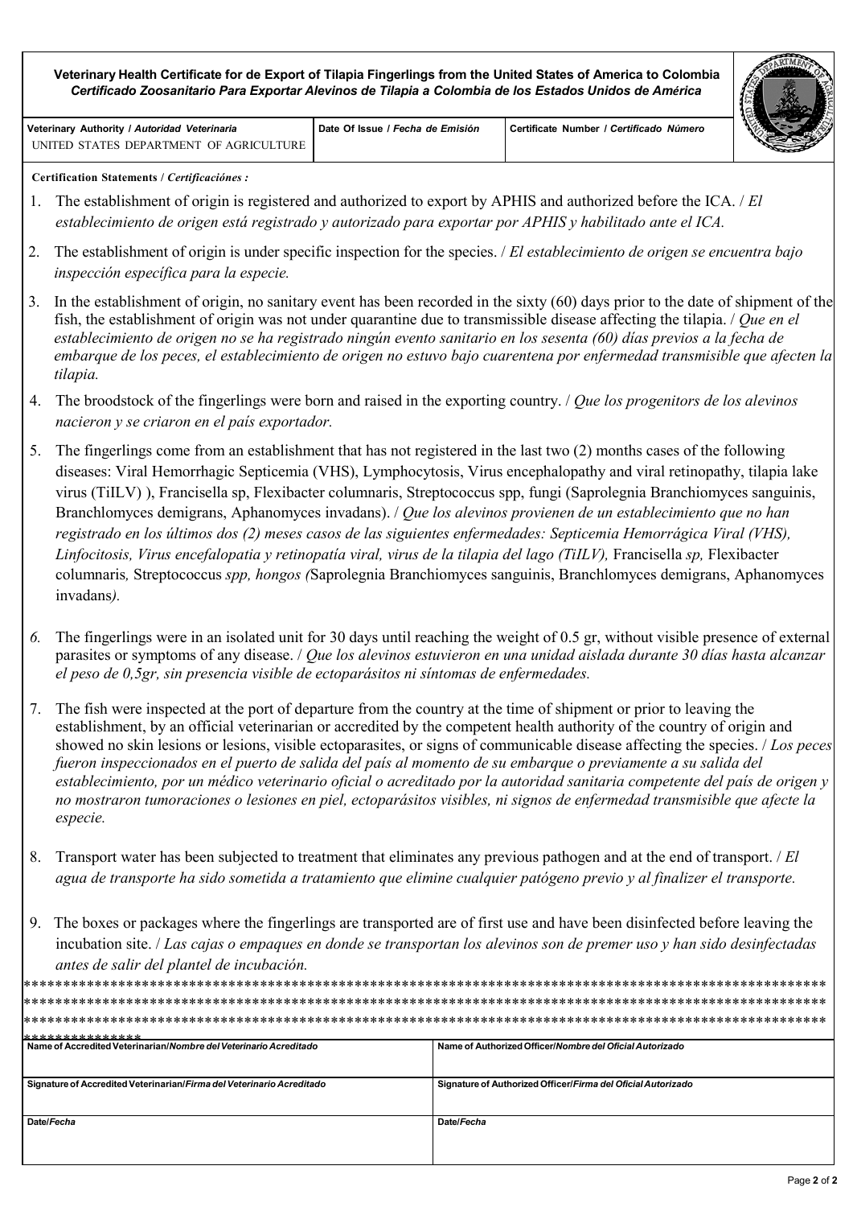**Veterinary Health Certificate for de Export of Tilapia Fingerlings from the United States of America to Colombia**
***Certificado Zoosanitario Para Exportar Alevinos de Tilapia a Colombia de los Estados Unidos de América***

| Veterinary Authority / *Autoridad Veterinaria* | Date Of Issue / *Fecha de Emisión* | Certificate Number / *Certificado Número* |
|---|---|---|
| UNITED STATES DEPARTMENT OF AGRICULTURE | | |

**Certification Statements / *Certificaciónes :***

1. The establishment of origin is registered and authorized to export by APHIS and authorized before the ICA. / *El establecimiento de origen está registrado y autorizado para exportar por APHIS y habilitado ante el ICA.*

2. The establishment of origin is under specific inspection for the species. / *El establecimiento de origen se encuentra bajo inspección específica para la especie.*

3. In the establishment of origin, no sanitary event has been recorded in the sixty (60) days prior to the date of shipment of the fish, the establishment of origin was not under quarantine due to transmissible disease affecting the tilapia. / *Que en el establecimiento de origen no se ha registrado ningún evento sanitario en los sesenta (60) días previos a la fecha de embarque de los peces, el establecimiento de origen no estuvo bajo cuarentena por enfermedad transmisible que afecten la tilapia.*

4. The broodstock of the fingerlings were born and raised in the exporting country. / *Que los progenitors de los alevinos nacieron y se criaron en el país exportador.*

5. The fingerlings come from an establishment that has not registered in the last two (2) months cases of the following diseases: Viral Hemorrhagic Septicemia (VHS), Lymphocytosis, Virus encephalopathy and viral retinopathy, tilapia lake virus (TiILV) ), Francisella sp, Flexibacter columnaris, Streptococcus spp, fungi (Saprolegnia Branchiomyces sanguinis, Branchlomyces demigrans, Aphanomyces invadans). / *Que los alevinos provienen de un establecimiento que no han registrado en los últimos dos (2) meses casos de las siguientes enfermedades: Septicemia Hemorrágica Viral (VHS), Linfocitosis, Virus encefalopatia y retinopatía viral, virus de la tilapia del lago (TiILV),* Francisella *sp,* Flexibacter columnaris*,* Streptococcus *spp, hongos (*Saprolegnia Branchiomyces sanguinis, Branchlomyces demigrans, Aphanomyces invadans*).*

6. The fingerlings were in an isolated unit for 30 days until reaching the weight of 0.5 gr, without visible presence of external parasites or symptoms of any disease. / *Que los alevinos estuvieron en una unidad aislada durante 30 días hasta alcanzar el peso de 0,5gr, sin presencia visible de ectoparásitos ni síntomas de enfermedades.*

7. The fish were inspected at the port of departure from the country at the time of shipment or prior to leaving the establishment, by an official veterinarian or accredited by the competent health authority of the country of origin and showed no skin lesions or lesions, visible ectoparasites, or signs of communicable disease affecting the species. / *Los peces fueron inspeccionados en el puerto de salida del país al momento de su embarque o previamente a su salida del establecimiento, por un médico veterinario oficial o acreditado por la autoridad sanitaria competente del país de origen y no mostraron tumoraciones o lesiones en piel, ectoparásitos visibles, ni signos de enfermedad transmisible que afecte la especie.*

8. Transport water has been subjected to treatment that eliminates any previous pathogen and at the end of transport. / *El agua de transporte ha sido sometida a tratamiento que elimine cualquier patógeno previo y al finalizer el transporte.*

9. The boxes or packages where the fingerlings are transported are of first use and have been disinfected before leaving the incubation site. / *Las cajas o empaques en donde se transportan los alevinos son de premer uso y han sido desinfectadas antes de salir del plantel de incubación.*

****************************************************************************************************
****************************************************************************************************
****************************************************************************************************
***************

| Name of Accredited Veterinarian/*Nombre del Veterinario Acreditado* | Name of Authorized Officer/*Nombre del Oficial Autorizado* |
|---|---|
| | |
| **Signature of Accredited Veterinarian/*Firma del Veterinario Acreditado*** | **Signature of Authorized Officer/*Firma del Oficial Autorizado*** |
| | |
| **Date/*Fecha*** | **Date/*Fecha*** |
| | |